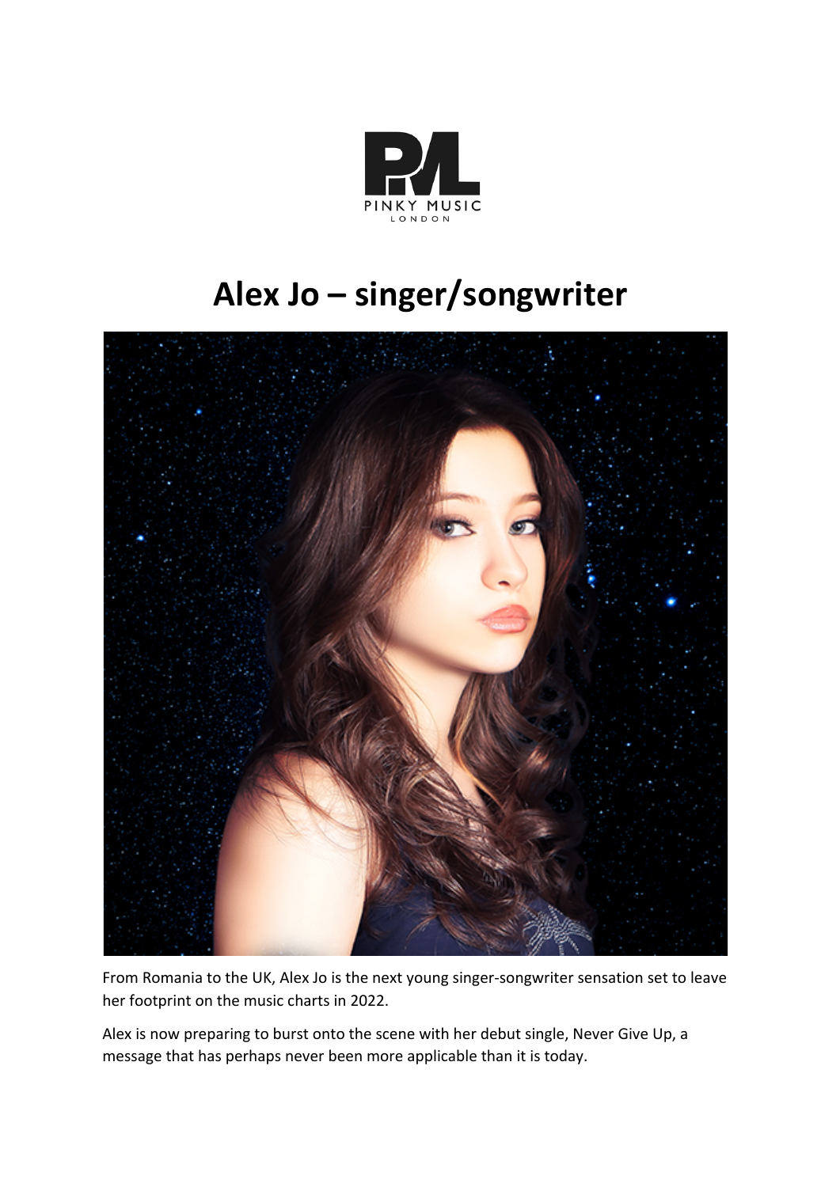# Alex Jo – singer/songwriter

From Romania to the UK, Alex Jo is the next young singer-songwriter sensation set to leave her footprint on the music charts in 2022.

Alex is now preparing to burst onto the scene with her debut single, Never Give Up, a message that has perhaps never been more applicable than it is today.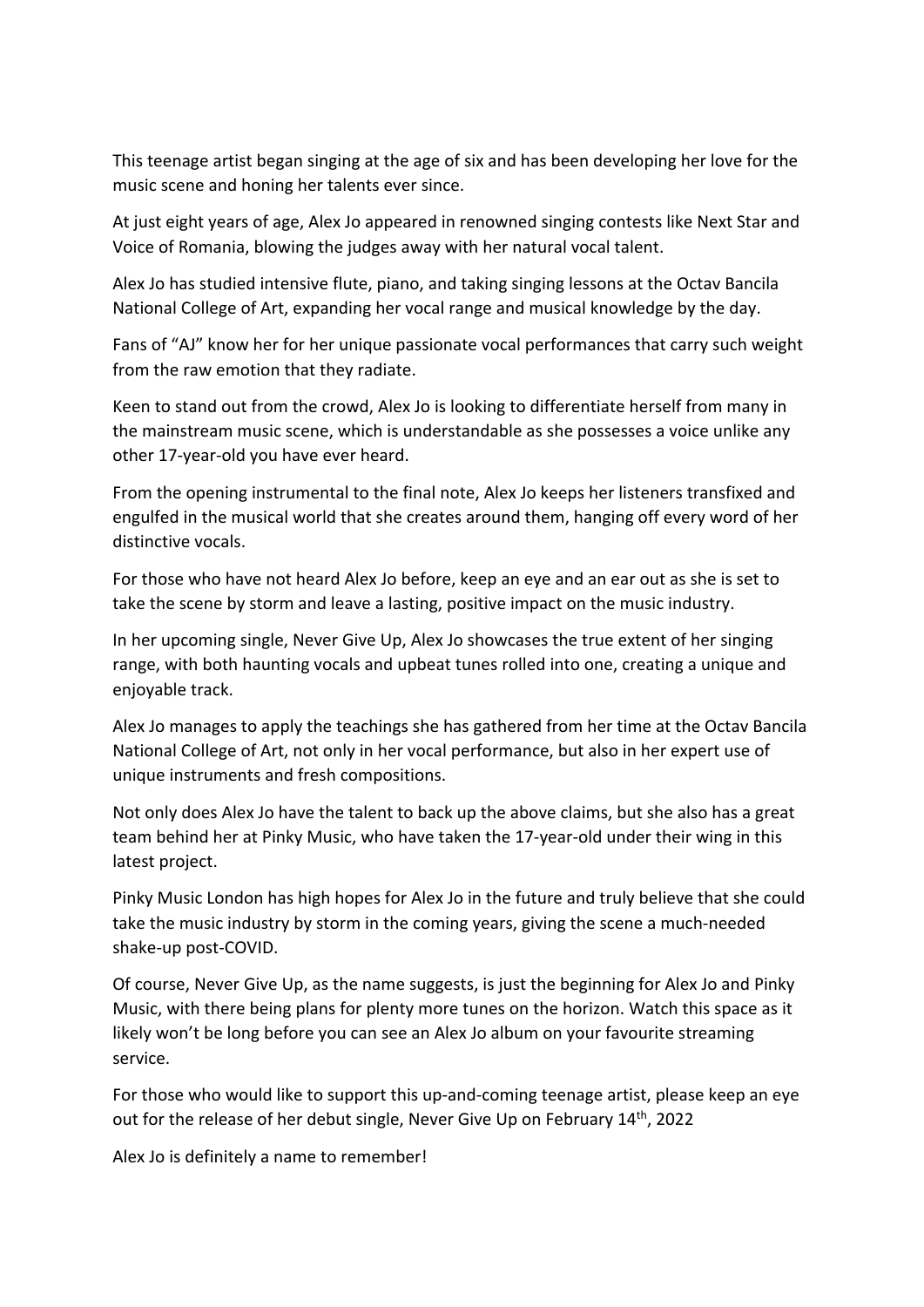This teenage artist began singing at the age of six and has been developing her love for the music scene and honing her talents ever since.

At just eight years of age, Alex Jo appeared in renowned singing contests like Next Star and Voice of Romania, blowing the judges away with her natural vocal talent.

Alex Jo has studied intensive flute, piano, and taking singing lessons at the Octav Bancila National College of Art, expanding her vocal range and musical knowledge by the day.

Fans of "AJ" know her for her unique passionate vocal performances that carry such weight from the raw emotion that they radiate.

Keen to stand out from the crowd, Alex Jo is looking to differentiate herself from many in the mainstream music scene, which is understandable as she possesses a voice unlike any other 17-year-old you have ever heard.

From the opening instrumental to the final note, Alex Jo keeps her listeners transfixed and engulfed in the musical world that she creates around them, hanging off every word of her distinctive vocals.

For those who have not heard Alex Jo before, keep an eye and an ear out as she is set to take the scene by storm and leave a lasting, positive impact on the music industry.

In her upcoming single, Never Give Up, Alex Jo showcases the true extent of her singing range, with both haunting vocals and upbeat tunes rolled into one, creating a unique and enjoyable track.

Alex Jo manages to apply the teachings she has gathered from her time at the Octav Bancila National College of Art, not only in her vocal performance, but also in her expert use of unique instruments and fresh compositions.

Not only does Alex Jo have the talent to back up the above claims, but she also has a great team behind her at Pinky Music, who have taken the 17-year-old under their wing in this latest project.

Pinky Music London has high hopes for Alex Jo in the future and truly believe that she could take the music industry by storm in the coming years, giving the scene a much-needed shake-up post-COVID.

Of course, Never Give Up, as the name suggests, is just the beginning for Alex Jo and Pinky Music, with there being plans for plenty more tunes on the horizon. Watch this space as it likely won't be long before you can see an Alex Jo album on your favourite streaming service.

For those who would like to support this up-and-coming teenage artist, please keep an eye out for the release of her debut single, Never Give Up on February 14th, 2022

Alex Jo is definitely a name to remember!